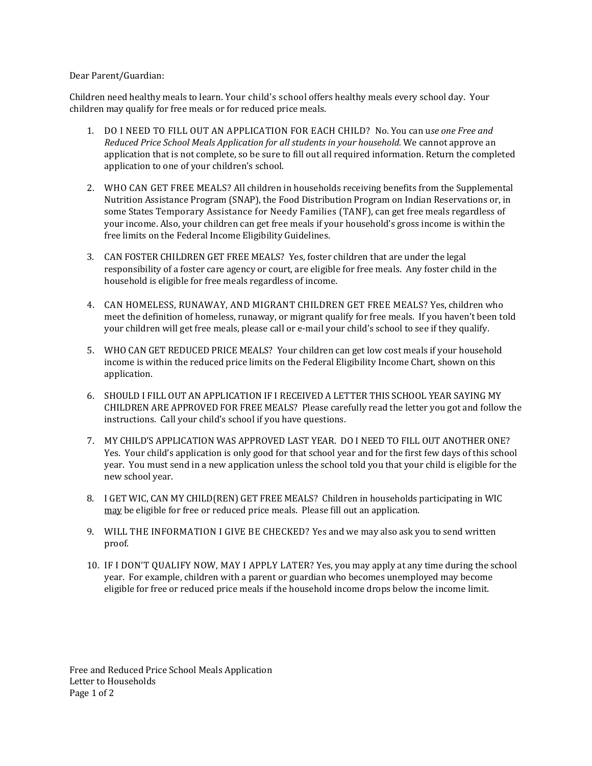Dear Parent/Guardian:

Children need healthy meals to learn. Your child's school offers healthy meals every school day. Your children may qualify for free meals or for reduced price meals.

1. DO I NEED TO FILL OUT AN APPLICATION FOR EACH CHILD? No. You can u*se one Free and Reduced Price School Meals Application for all students in your household.* We cannot approve an application that is not complete, so be sure to fill out all required information. Return the completed application to one of your children's school.

2. WHO CAN GET FREE MEALS? All children in households receiving benefits from the Supplemental Nutrition Assistance Program (SNAP), the Food Distribution Program on Indian Reservations or, in some States Temporary Assistance for Needy Families (TANF), can get free meals regardless of your income. Also, your children can get free meals if your household's gross income is within the free limits on the Federal Income Eligibility Guidelines.

3. CAN FOSTER CHILDREN GET FREE MEALS? Yes, foster children that are under the legal responsibility of a foster care agency or court, are eligible for free meals. Any foster child in the household is eligible for free meals regardless of income.

4. CAN HOMELESS, RUNAWAY, AND MIGRANT CHILDREN GET FREE MEALS? Yes, children who meet the definition of homeless, runaway, or migrant qualify for free meals. If you haven't been told your children will get free meals, please call or e-mail your child's school to see if they qualify.

5. WHO CAN GET REDUCED PRICE MEALS? Your children can get low cost meals if your household income is within the reduced price limits on the Federal Eligibility Income Chart, shown on this application.

6. SHOULD I FILL OUT AN APPLICATION IF I RECEIVED A LETTER THIS SCHOOL YEAR SAYING MY CHILDREN ARE APPROVED FOR FREE MEALS? Please carefully read the letter you got and follow the instructions. Call your child's school if you have questions.

7. MY CHILD'S APPLICATION WAS APPROVED LAST YEAR. DO I NEED TO FILL OUT ANOTHER ONE? Yes. Your child's application is only good for that school year and for the first few days of this school year. You must send in a new application unless the school told you that your child is eligible for the new school year.

8. I GET WIC, CAN MY CHILD(REN) GET FREE MEALS? Children in households participating in WIC <u>may</u> be eligible for free or reduced price meals. Please fill out an application.

9. WILL THE INFORMATION I GIVE BE CHECKED? Yes and we may also ask you to send written proof.

10. IF I DON'T QUALIFY NOW, MAY I APPLY LATER? Yes, you may apply at any time during the school year. For example, children with a parent or guardian who becomes unemployed may become eligible for free or reduced price meals if the household income drops below the income limit.

Free and Reduced Price School Meals Application
Letter to Households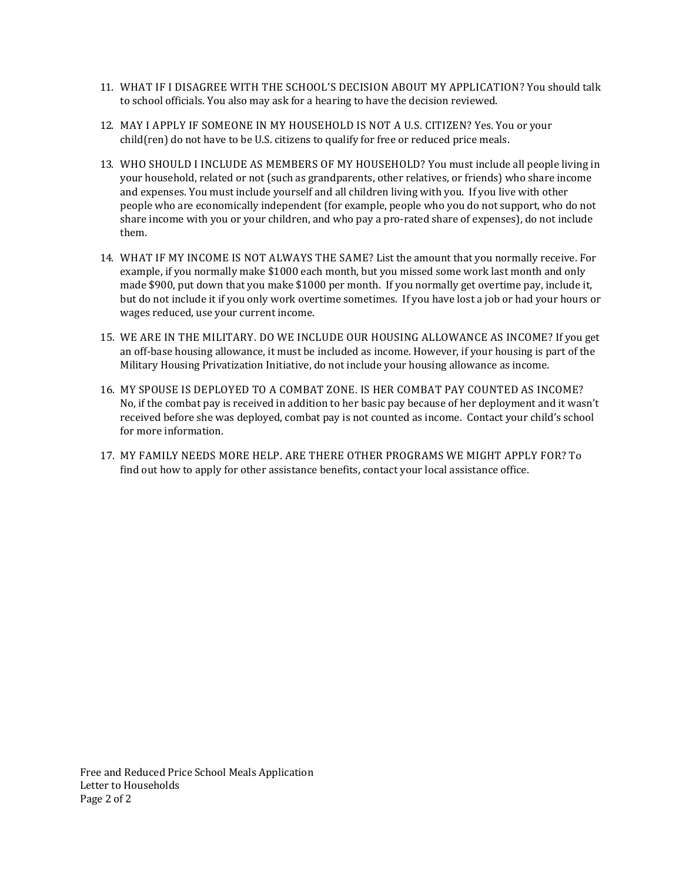11. WHAT IF I DISAGREE WITH THE SCHOOL'S DECISION ABOUT MY APPLICATION? You should talk to school officials. You also may ask for a hearing to have the decision reviewed.

12. MAY I APPLY IF SOMEONE IN MY HOUSEHOLD IS NOT A U.S. CITIZEN? Yes. You or your child(ren) do not have to be U.S. citizens to qualify for free or reduced price meals.

13. WHO SHOULD I INCLUDE AS MEMBERS OF MY HOUSEHOLD? You must include all people living in your household, related or not (such as grandparents, other relatives, or friends) who share income and expenses. You must include yourself and all children living with you. If you live with other people who are economically independent (for example, people who you do not support, who do not share income with you or your children, and who pay a pro-rated share of expenses), do not include them.

14. WHAT IF MY INCOME IS NOT ALWAYS THE SAME? List the amount that you normally receive. For example, if you normally make $1000 each month, but you missed some work last month and only made $900, put down that you make $1000 per month. If you normally get overtime pay, include it, but do not include it if you only work overtime sometimes. If you have lost a job or had your hours or wages reduced, use your current income.

15. WE ARE IN THE MILITARY. DO WE INCLUDE OUR HOUSING ALLOWANCE AS INCOME? If you get an off-base housing allowance, it must be included as income. However, if your housing is part of the Military Housing Privatization Initiative, do not include your housing allowance as income.

16. MY SPOUSE IS DEPLOYED TO A COMBAT ZONE. IS HER COMBAT PAY COUNTED AS INCOME? No, if the combat pay is received in addition to her basic pay because of her deployment and it wasn't received before she was deployed, combat pay is not counted as income. Contact your child's school for more information.

17. MY FAMILY NEEDS MORE HELP. ARE THERE OTHER PROGRAMS WE MIGHT APPLY FOR? To find out how to apply for other assistance benefits, contact your local assistance office.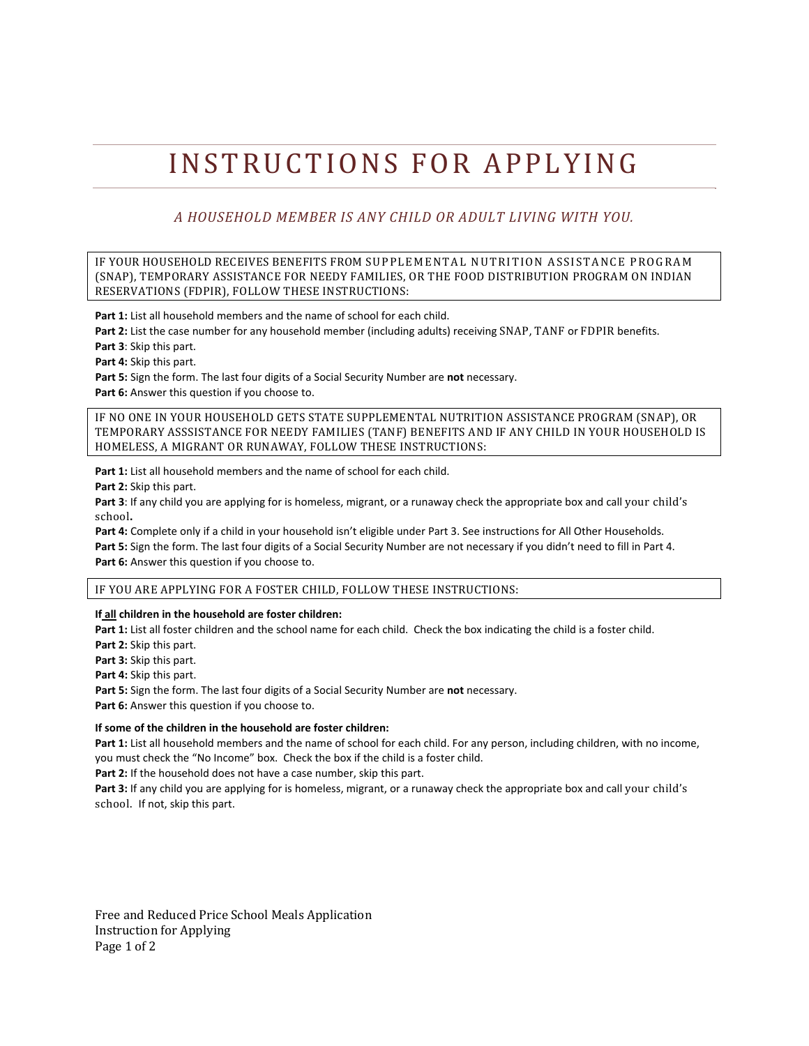# INSTRUCTIONS FOR APPLYING

*A HOUSEHOLD MEMBER IS ANY CHILD OR ADULT LIVING WITH YOU.*

IF YOUR HOUSEHOLD RECEIVES BENEFITS FROM SUPPLEMENTAL NUTRITION ASSISTANCE PROGRAM (SNAP), TEMPORARY ASSISTANCE FOR NEEDY FAMILIES, OR THE FOOD DISTRIBUTION PROGRAM ON INDIAN RESERVATIONS (FDPIR), FOLLOW THESE INSTRUCTIONS:

**Part 1:** List all household members and the name of school for each child.
**Part 2:** List the case number for any household member (including adults) receiving SNAP, TANF or FDPIR benefits.
**Part 3**: Skip this part.
**Part 4:** Skip this part.
**Part 5:** Sign the form. The last four digits of a Social Security Number are **not** necessary.
**Part 6:** Answer this question if you choose to.

IF NO ONE IN YOUR HOUSEHOLD GETS STATE SUPPLEMENTAL NUTRITION ASSISTANCE PROGRAM (SNAP), OR TEMPORARY ASSSISTANCE FOR NEEDY FAMILIES (TANF) BENEFITS AND IF ANY CHILD IN YOUR HOUSEHOLD IS HOMELESS, A MIGRANT OR RUNAWAY, FOLLOW THESE INSTRUCTIONS:

**Part 1:** List all household members and the name of school for each child.
**Part 2:** Skip this part.
**Part 3**: If any child you are applying for is homeless, migrant, or a runaway check the appropriate box and call your child's school**.**
**Part 4:** Complete only if a child in your household isn't eligible under Part 3. See instructions for All Other Households.
**Part 5:** Sign the form. The last four digits of a Social Security Number are not necessary if you didn't need to fill in Part 4.
**Part 6:** Answer this question if you choose to.

IF YOU ARE APPLYING FOR A FOSTER CHILD, FOLLOW THESE INSTRUCTIONS:

**If all children in the household are foster children:**
**Part 1:** List all foster children and the school name for each child. Check the box indicating the child is a foster child.
**Part 2:** Skip this part.
**Part 3:** Skip this part.
**Part 4:** Skip this part.
**Part 5:** Sign the form. The last four digits of a Social Security Number are **not** necessary.
**Part 6:** Answer this question if you choose to.

**If some of the children in the household are foster children:**
**Part 1:** List all household members and the name of school for each child. For any person, including children, with no income, you must check the "No Income" box. Check the box if the child is a foster child.
**Part 2:** If the household does not have a case number, skip this part.
**Part 3:** If any child you are applying for is homeless, migrant, or a runaway check the appropriate box and call your child's school. If not, skip this part.

Free and Reduced Price School Meals Application
Instruction for Applying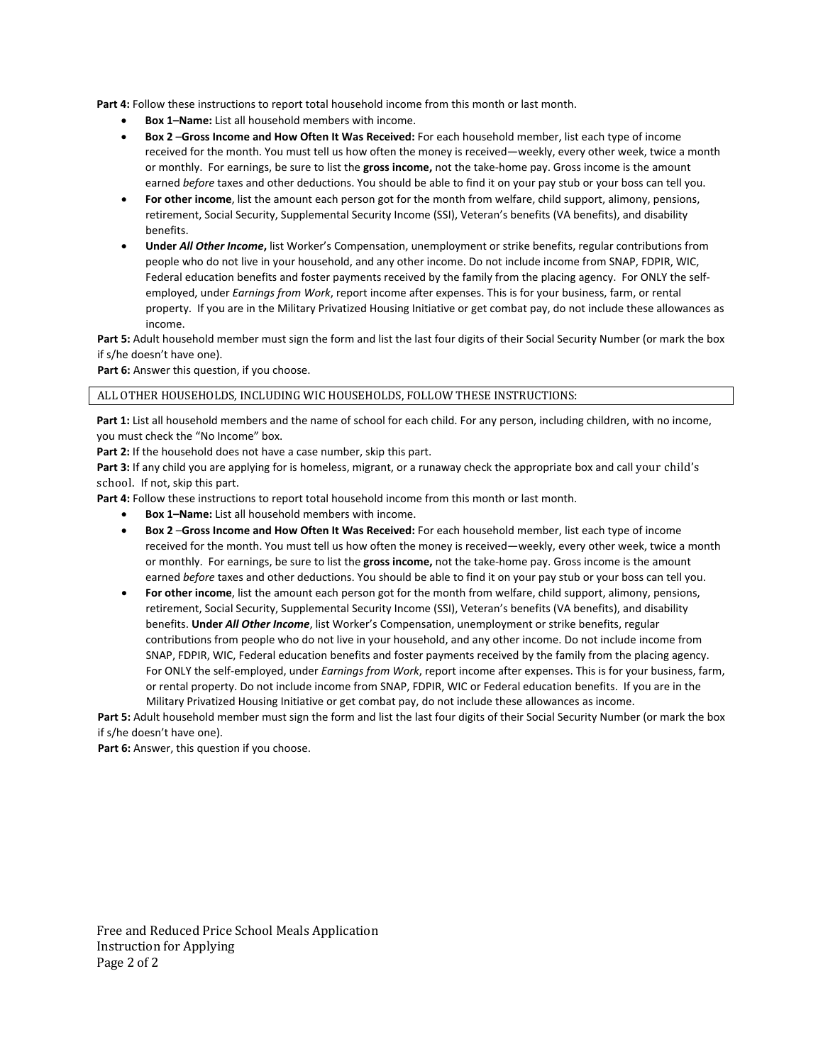**Part 4:** Follow these instructions to report total household income from this month or last month.

- **Box 1–Name:** List all household members with income.
- **Box 2** –**Gross Income and How Often It Was Received:** For each household member, list each type of income received for the month. You must tell us how often the money is received—weekly, every other week, twice a month or monthly. For earnings, be sure to list the **gross income,** not the take-home pay. Gross income is the amount earned *before* taxes and other deductions. You should be able to find it on your pay stub or your boss can tell you.
- **For other income**, list the amount each person got for the month from welfare, child support, alimony, pensions, retirement, Social Security, Supplemental Security Income (SSI), Veteran's benefits (VA benefits), and disability benefits.
- **Under *All Other Income*,** list Worker's Compensation, unemployment or strike benefits, regular contributions from people who do not live in your household, and any other income. Do not include income from SNAP, FDPIR, WIC, Federal education benefits and foster payments received by the family from the placing agency. For ONLY the self-employed, under *Earnings from Work*, report income after expenses. This is for your business, farm, or rental property. If you are in the Military Privatized Housing Initiative or get combat pay, do not include these allowances as income.

**Part 5:** Adult household member must sign the form and list the last four digits of their Social Security Number (or mark the box if s/he doesn't have one).

**Part 6:** Answer this question, if you choose.

ALL OTHER HOUSEHOLDS, INCLUDING WIC HOUSEHOLDS, FOLLOW THESE INSTRUCTIONS:

**Part 1:** List all household members and the name of school for each child. For any person, including children, with no income, you must check the "No Income" box.

**Part 2:** If the household does not have a case number, skip this part.

**Part 3:** If any child you are applying for is homeless, migrant, or a runaway check the appropriate box and call your child's school. If not, skip this part.

**Part 4:** Follow these instructions to report total household income from this month or last month.

- **Box 1–Name:** List all household members with income.
- **Box 2** –**Gross Income and How Often It Was Received:** For each household member, list each type of income received for the month. You must tell us how often the money is received—weekly, every other week, twice a month or monthly. For earnings, be sure to list the **gross income,** not the take-home pay. Gross income is the amount earned *before* taxes and other deductions. You should be able to find it on your pay stub or your boss can tell you.
- **For other income**, list the amount each person got for the month from welfare, child support, alimony, pensions, retirement, Social Security, Supplemental Security Income (SSI), Veteran's benefits (VA benefits), and disability benefits. **Under *All Other Income***, list Worker's Compensation, unemployment or strike benefits, regular contributions from people who do not live in your household, and any other income. Do not include income from SNAP, FDPIR, WIC, Federal education benefits and foster payments received by the family from the placing agency. For ONLY the self-employed, under *Earnings from Work*, report income after expenses. This is for your business, farm, or rental property. Do not include income from SNAP, FDPIR, WIC or Federal education benefits. If you are in the Military Privatized Housing Initiative or get combat pay, do not include these allowances as income.

**Part 5:** Adult household member must sign the form and list the last four digits of their Social Security Number (or mark the box if s/he doesn't have one).

**Part 6:** Answer, this question if you choose.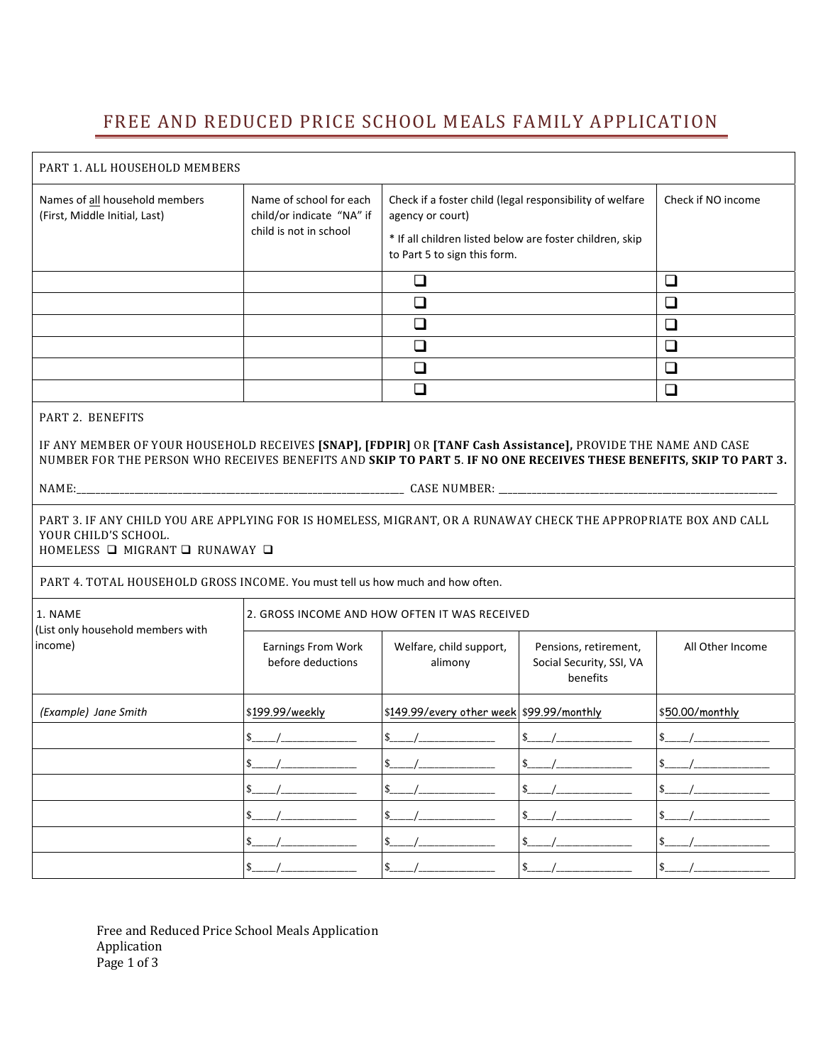# FREE AND REDUCED PRICE SCHOOL MEALS FAMILY APPLICATION

| PART 1. ALL HOUSEHOLD MEMBERS | | | |
|---|---|---|---|
| Names of all household members (First, Middle Initial, Last) | Name of school for each child/or indicate "NA" if child is not in school | Check if a foster child (legal responsibility of welfare agency or court)<br>* If all children listed below are foster children, skip to Part 5 to sign this form. | Check if NO income |
| | | ❑ | ❑ |
| | | ❑ | ❑ |
| | | ❑ | ❑ |
| | | ❑ | ❑ |
| | | ❑ | ❑ |
| | | ❑ | ❑ |

PART 2. BENEFITS

IF ANY MEMBER OF YOUR HOUSEHOLD RECEIVES **[SNAP], [FDPIR]** OR **[TANF Cash Assistance],** PROVIDE THE NAME AND CASE NUMBER FOR THE PERSON WHO RECEIVES BENEFITS AND **SKIP TO PART 5**. **IF NO ONE RECEIVES THESE BENEFITS, SKIP TO PART 3.**

NAME:\_\_\_\_\_\_\_\_\_\_\_\_\_\_\_\_\_\_\_\_\_\_\_\_\_\_\_\_\_\_\_\_ CASE NUMBER: \_\_\_\_\_\_\_\_\_\_\_\_\_\_\_\_\_\_\_\_\_\_\_\_\_\_\_\_\_\_

PART 3. IF ANY CHILD YOU ARE APPLYING FOR IS HOMELESS, MIGRANT, OR A RUNAWAY CHECK THE APPROPRIATE BOX AND CALL YOUR CHILD'S SCHOOL.
HOMELESS ❑ MIGRANT ❑ RUNAWAY ❑

PART 4. TOTAL HOUSEHOLD GROSS INCOME. You must tell us how much and how often.

| 1. NAME (List only household members with income) | 2. GROSS INCOME AND HOW OFTEN IT WAS RECEIVED | | | |
|---|---|---|---|---|
| | Earnings From Work before deductions | Welfare, child support, alimony | Pensions, retirement, Social Security, SSI, VA benefits | All Other Income |
| *(Example) Jane Smith* | $199.99/weekly | $149.99/every other week | $99.99/monthly | $50.00/monthly |
| | $\_\_\_\_/\_\_\_\_\_\_\_\_ | $\_\_\_\_/\_\_\_\_\_\_\_\_ | $\_\_\_\_/\_\_\_\_\_\_\_\_ | $\_\_\_\_/\_\_\_\_\_\_\_\_ |
| | $\_\_\_\_/\_\_\_\_\_\_\_\_ | $\_\_\_\_/\_\_\_\_\_\_\_\_ | $\_\_\_\_/\_\_\_\_\_\_\_\_ | $\_\_\_\_/\_\_\_\_\_\_\_\_ |
| | $\_\_\_\_/\_\_\_\_\_\_\_\_ | $\_\_\_\_/\_\_\_\_\_\_\_\_ | $\_\_\_\_/\_\_\_\_\_\_\_\_ | $\_\_\_\_/\_\_\_\_\_\_\_\_ |
| | $\_\_\_\_/\_\_\_\_\_\_\_\_ | $\_\_\_\_/\_\_\_\_\_\_\_\_ | $\_\_\_\_/\_\_\_\_\_\_\_\_ | $\_\_\_\_/\_\_\_\_\_\_\_\_ |
| | $\_\_\_\_/\_\_\_\_\_\_\_\_ | $\_\_\_\_/\_\_\_\_\_\_\_\_ | $\_\_\_\_/\_\_\_\_\_\_\_\_ | $\_\_\_\_/\_\_\_\_\_\_\_\_ |
| | $\_\_\_\_/\_\_\_\_\_\_\_\_ | $\_\_\_\_/\_\_\_\_\_\_\_\_ | $\_\_\_\_/\_\_\_\_\_\_\_\_ | $\_\_\_\_/\_\_\_\_\_\_\_\_ |

Free and Reduced Price School Meals Application
Application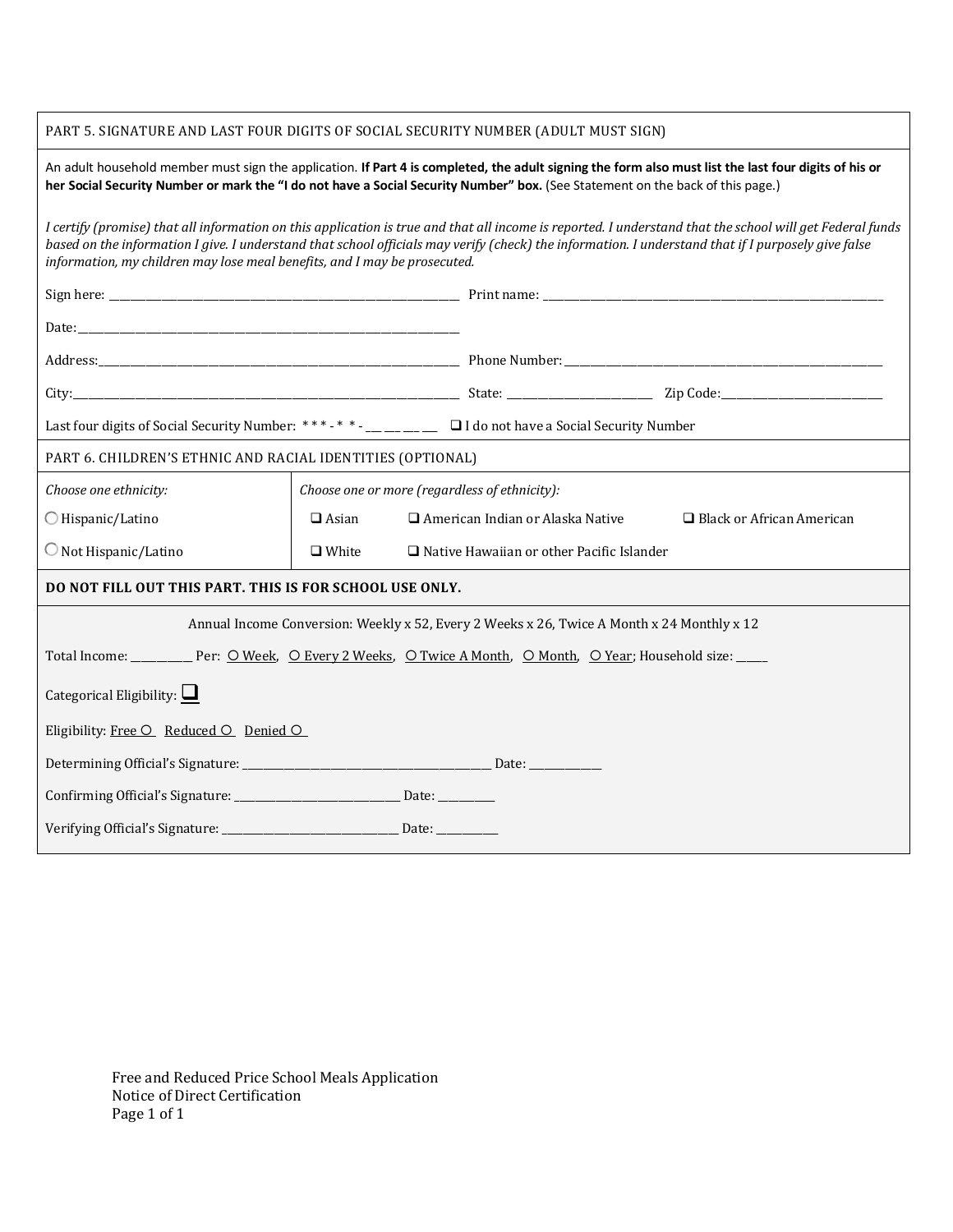## PART 5. SIGNATURE AND LAST FOUR DIGITS OF SOCIAL SECURITY NUMBER (ADULT MUST SIGN)

An adult household member must sign the application. **If Part 4 is completed, the adult signing the form also must list the last four digits of his or her Social Security Number or mark the "I do not have a Social Security Number" box.** (See Statement on the back of this page.)

*I certify (promise) that all information on this application is true and that all income is reported. I understand that the school will get Federal funds based on the information I give. I understand that school officials may verify (check) the information. I understand that if I purposely give false information, my children may lose meal benefits, and I may be prosecuted.*

Sign here: ______________________________ Print name: ______________________________

Date: ______________________________

Address: ______________________________ Phone Number: ______________________________

City: ______________________________ State: ______________ Zip Code: ______________

Last four digits of Social Security Number: * * * - * * - ___ ___ ___ ___ ❑ I do not have a Social Security Number

## PART 6. CHILDREN'S ETHNIC AND RACIAL IDENTITIES (OPTIONAL)

| *Choose one ethnicity:* | *Choose one or more (regardless of ethnicity):* | | |
|---|---|---|---|
| ○ Hispanic/Latino | ❑ Asian | ❑ American Indian or Alaska Native | ❑ Black or African American |
| ○ Not Hispanic/Latino | ❑ White | ❑ Native Hawaiian or other Pacific Islander | |

**DO NOT FILL OUT THIS PART. THIS IS FOR SCHOOL USE ONLY.**

Annual Income Conversion: Weekly x 52, Every 2 Weeks x 26, Twice A Month x 24 Monthly x 12

Total Income: __________ Per: ○ Week, ○ Every 2 Weeks, ○ Twice A Month, ○ Month, ○ Year; Household size: _____

Categorical Eligibility: ❑

Eligibility: Free ○ Reduced ○ Denied ○

Determining Official's Signature: ______________________________ Date: ____________

Confirming Official's Signature: ______________________________ Date: __________

Verifying Official's Signature: ______________________________ Date: __________

Free and Reduced Price School Meals Application
Notice of Direct Certification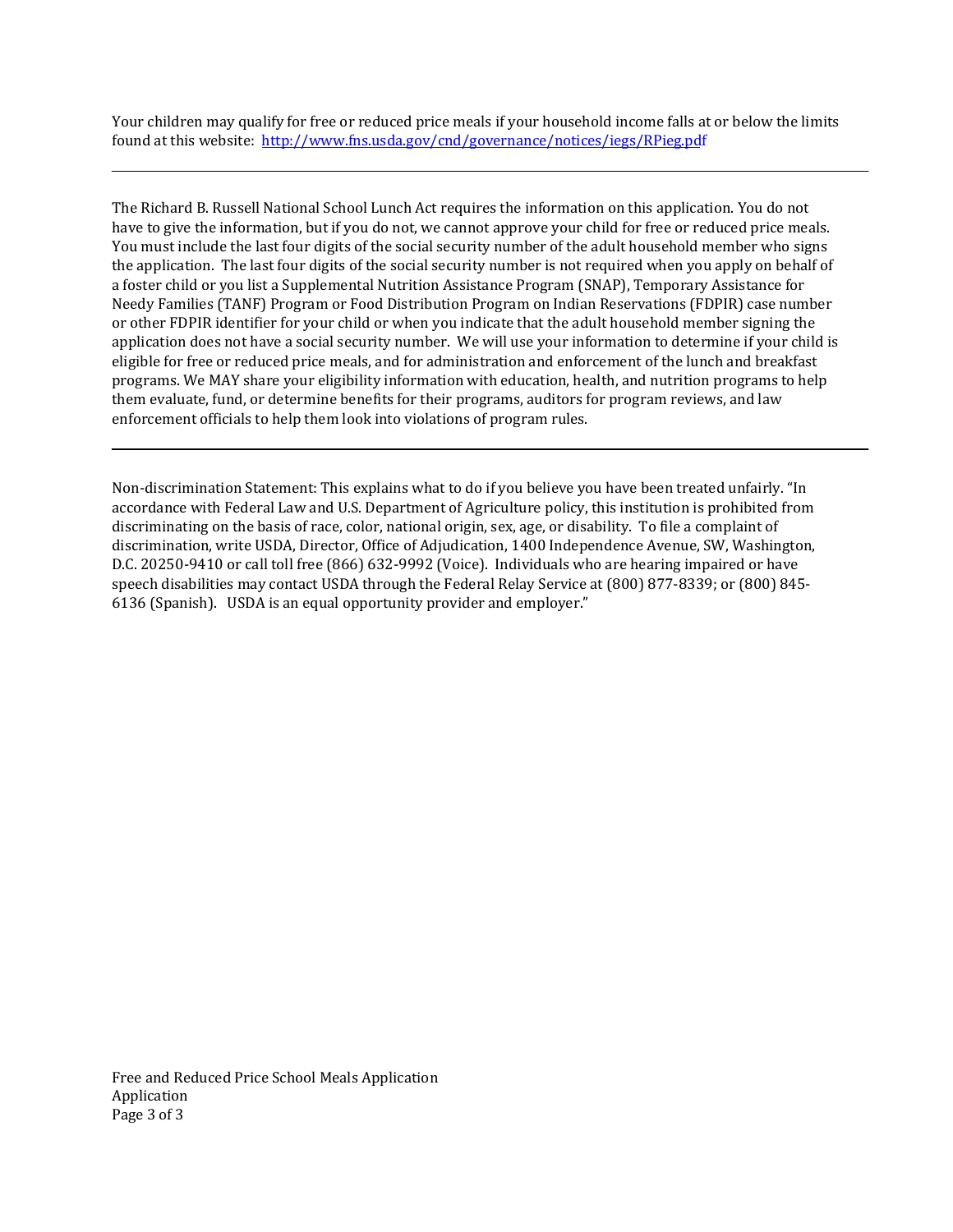Your children may qualify for free or reduced price meals if your household income falls at or below the limits found at this website: http://www.fns.usda.gov/cnd/governance/notices/iegs/RPieg.pdf

---

The Richard B. Russell National School Lunch Act requires the information on this application. You do not have to give the information, but if you do not, we cannot approve your child for free or reduced price meals. You must include the last four digits of the social security number of the adult household member who signs the application. The last four digits of the social security number is not required when you apply on behalf of a foster child or you list a Supplemental Nutrition Assistance Program (SNAP), Temporary Assistance for Needy Families (TANF) Program or Food Distribution Program on Indian Reservations (FDPIR) case number or other FDPIR identifier for your child or when you indicate that the adult household member signing the application does not have a social security number. We will use your information to determine if your child is eligible for free or reduced price meals, and for administration and enforcement of the lunch and breakfast programs. We MAY share your eligibility information with education, health, and nutrition programs to help them evaluate, fund, or determine benefits for their programs, auditors for program reviews, and law enforcement officials to help them look into violations of program rules.

---

Non-discrimination Statement: This explains what to do if you believe you have been treated unfairly. "In accordance with Federal Law and U.S. Department of Agriculture policy, this institution is prohibited from discriminating on the basis of race, color, national origin, sex, age, or disability. To file a complaint of discrimination, write USDA, Director, Office of Adjudication, 1400 Independence Avenue, SW, Washington, D.C. 20250-9410 or call toll free (866) 632-9992 (Voice). Individuals who are hearing impaired or have speech disabilities may contact USDA through the Federal Relay Service at (800) 877-8339; or (800) 845-6136 (Spanish). USDA is an equal opportunity provider and employer."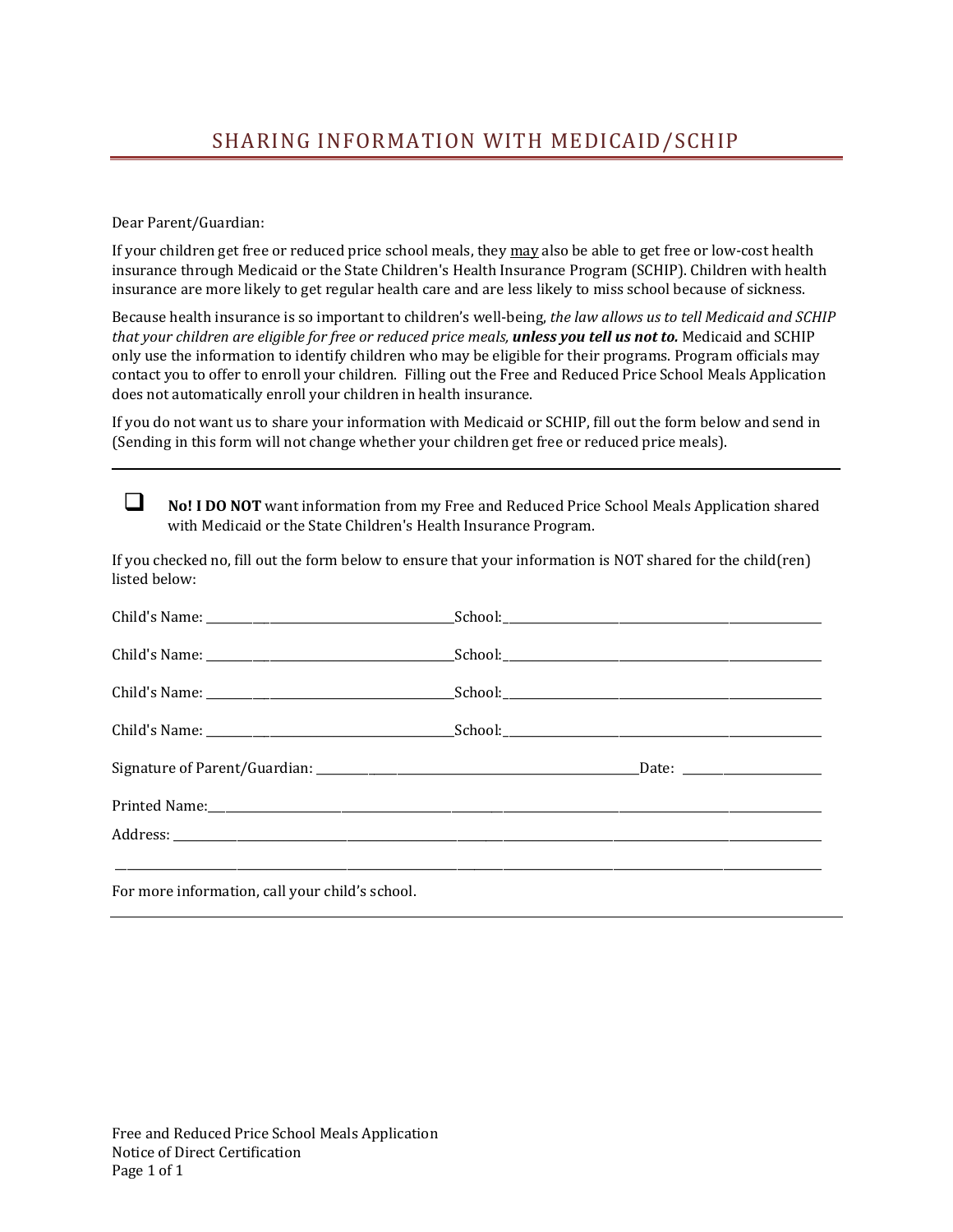# SHARING INFORMATION WITH MEDICAID/SCHIP

Dear Parent/Guardian:

If your children get free or reduced price school meals, they may also be able to get free or low-cost health insurance through Medicaid or the State Children's Health Insurance Program (SCHIP). Children with health insurance are more likely to get regular health care and are less likely to miss school because of sickness.

Because health insurance is so important to children's well-being, *the law allows us to tell Medicaid and SCHIP that your children are eligible for free or reduced price meals,* ***unless you tell us not to.*** Medicaid and SCHIP only use the information to identify children who may be eligible for their programs. Program officials may contact you to offer to enroll your children. Filling out the Free and Reduced Price School Meals Application does not automatically enroll your children in health insurance.

If you do not want us to share your information with Medicaid or SCHIP, fill out the form below and send in (Sending in this form will not change whether your children get free or reduced price meals).

---

☐ **No! I DO NOT** want information from my Free and Reduced Price School Meals Application shared with Medicaid or the State Children's Health Insurance Program.

If you checked no, fill out the form below to ensure that your information is NOT shared for the child(ren) listed below:

Child's Name: ______________________________ School: ______________________________

Child's Name: ______________________________ School: ______________________________

Child's Name: ______________________________ School: ______________________________

Child's Name: ______________________________ School: ______________________________

Signature of Parent/Guardian: ______________________________ Date: ______________

Printed Name: ______________________________________________________________

Address: ___________________________________________________________________

___________________________________________________________________________

For more information, call your child's school.

---

Free and Reduced Price School Meals Application
Notice of Direct Certification